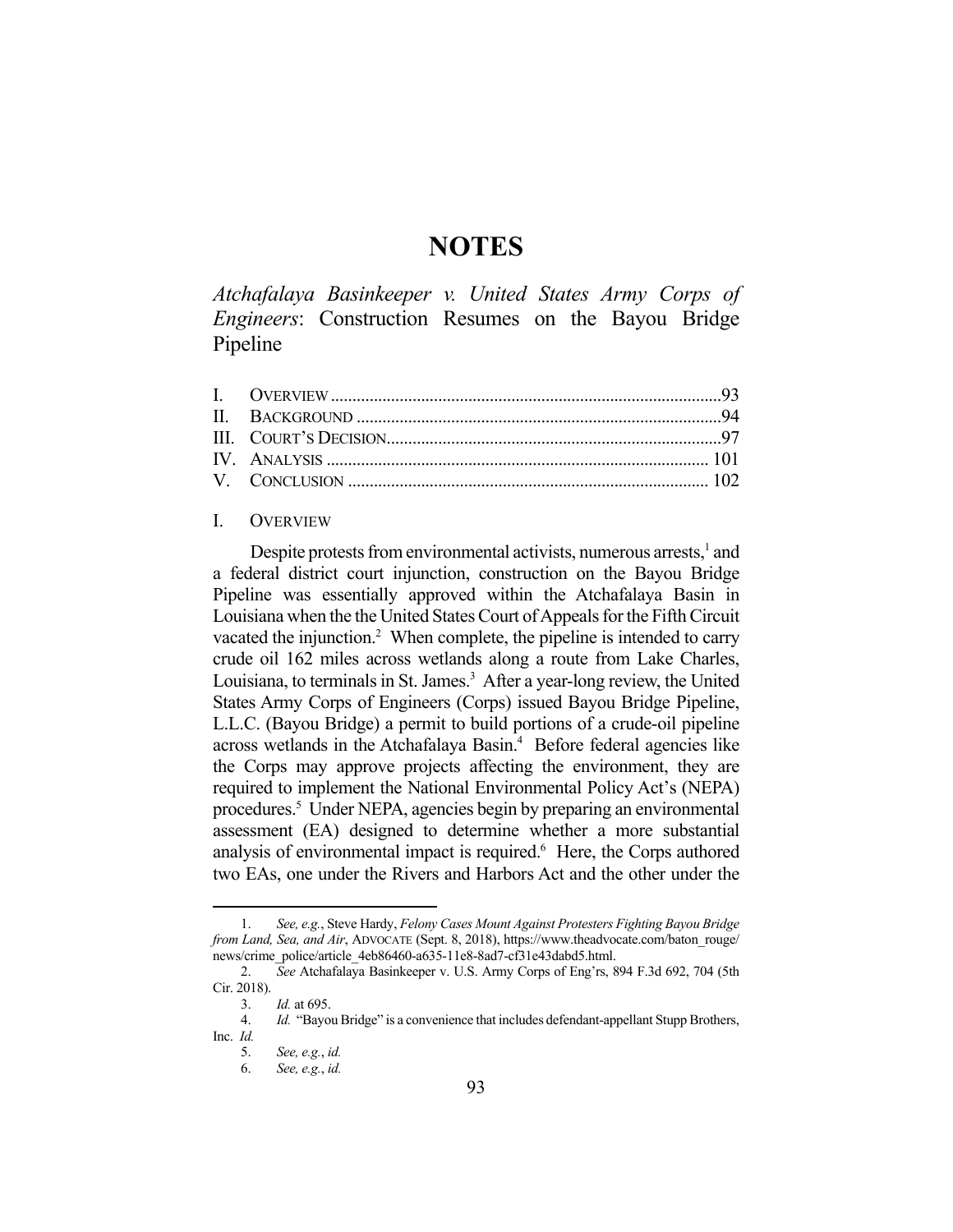# NOTES

## *Atchafalaya Basinkeeper v. United States Army Corps of Engineers*: Construction Resumes on the Bayou Bridge Pipeline

| | | |
|---|---|---|
| I. | OVERVIEW | 93 |
| II. | BACKGROUND | 94 |
| III. | COURT'S DECISION | 97 |
| IV. | ANALYSIS | 101 |
| V. | CONCLUSION | 102 |

### I. OVERVIEW

Despite protests from environmental activists, numerous arrests,[1] and a federal district court injunction, construction on the Bayou Bridge Pipeline was essentially approved within the Atchafalaya Basin in Louisiana when the the United States Court of Appeals for the Fifth Circuit vacated the injunction.[2] When complete, the pipeline is intended to carry crude oil 162 miles across wetlands along a route from Lake Charles, Louisiana, to terminals in St. James.[3] After a year-long review, the United States Army Corps of Engineers (Corps) issued Bayou Bridge Pipeline, L.L.C. (Bayou Bridge) a permit to build portions of a crude-oil pipeline across wetlands in the Atchafalaya Basin.[4] Before federal agencies like the Corps may approve projects affecting the environment, they are required to implement the National Environmental Policy Act's (NEPA) procedures.[5] Under NEPA, agencies begin by preparing an environmental assessment (EA) designed to determine whether a more substantial analysis of environmental impact is required.[6] Here, the Corps authored two EAs, one under the Rivers and Harbors Act and the other under the

---

1. *See, e.g.*, Steve Hardy, *Felony Cases Mount Against Protesters Fighting Bayou Bridge from Land, Sea, and Air*, ADVOCATE (Sept. 8, 2018), https://www.theadvocate.com/baton_rouge/news/crime_police/article_4eb86460-a635-11e8-8ad7-cf31e43dabd5.html.

2. *See* Atchafalaya Basinkeeper v. U.S. Army Corps of Eng'rs, 894 F.3d 692, 704 (5th Cir. 2018).

3. *Id.* at 695.

4. *Id.* "Bayou Bridge" is a convenience that includes defendant-appellant Stupp Brothers, Inc. *Id.*

5. *See, e.g.*, *id.*

6. *See, e.g.*, *id.*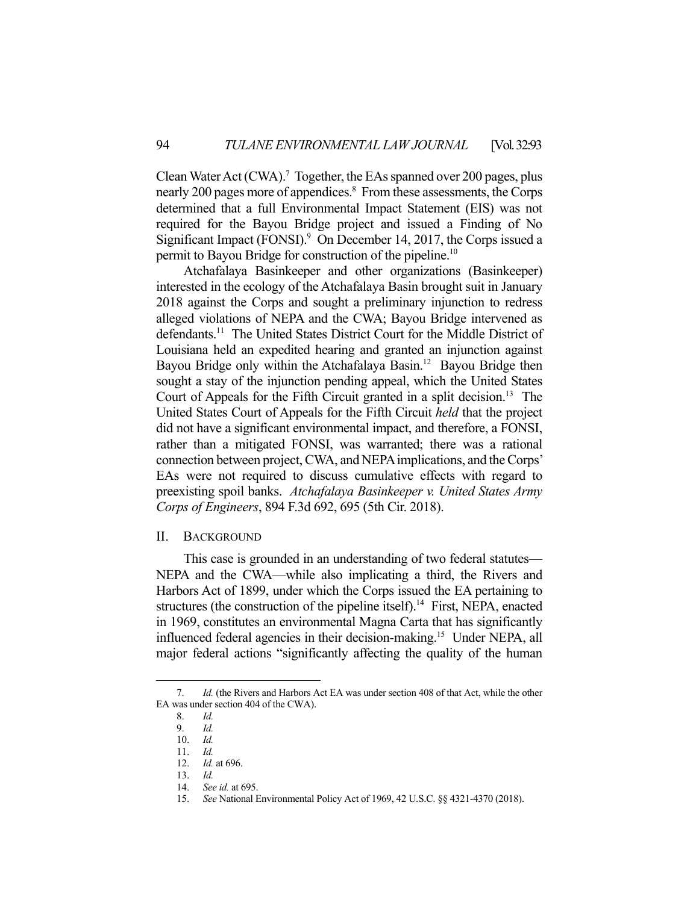Clean Water Act (CWA).[7] Together, the EAs spanned over 200 pages, plus nearly 200 pages more of appendices.[8] From these assessments, the Corps determined that a full Environmental Impact Statement (EIS) was not required for the Bayou Bridge project and issued a Finding of No Significant Impact (FONSI).[9] On December 14, 2017, the Corps issued a permit to Bayou Bridge for construction of the pipeline.[10]

Atchafalaya Basinkeeper and other organizations (Basinkeeper) interested in the ecology of the Atchafalaya Basin brought suit in January 2018 against the Corps and sought a preliminary injunction to redress alleged violations of NEPA and the CWA; Bayou Bridge intervened as defendants.[11] The United States District Court for the Middle District of Louisiana held an expedited hearing and granted an injunction against Bayou Bridge only within the Atchafalaya Basin.[12] Bayou Bridge then sought a stay of the injunction pending appeal, which the United States Court of Appeals for the Fifth Circuit granted in a split decision.[13] The United States Court of Appeals for the Fifth Circuit *held* that the project did not have a significant environmental impact, and therefore, a FONSI, rather than a mitigated FONSI, was warranted; there was a rational connection between project, CWA, and NEPA implications, and the Corps' EAs were not required to discuss cumulative effects with regard to preexisting spoil banks. *Atchafalaya Basinkeeper v. United States Army Corps of Engineers*, 894 F.3d 692, 695 (5th Cir. 2018).

## II. Background

This case is grounded in an understanding of two federal statutes—NEPA and the CWA—while also implicating a third, the Rivers and Harbors Act of 1899, under which the Corps issued the EA pertaining to structures (the construction of the pipeline itself).[14] First, NEPA, enacted in 1969, constitutes an environmental Magna Carta that has significantly influenced federal agencies in their decision-making.[15] Under NEPA, all major federal actions "significantly affecting the quality of the human

---

7. *Id.* (the Rivers and Harbors Act EA was under section 408 of that Act, while the other EA was under section 404 of the CWA).
8. *Id.*
9. *Id.*
10. *Id.*
11. *Id.*
12. *Id.* at 696.
13. *Id.*
14. *See id.* at 695.
15. *See* National Environmental Policy Act of 1969, 42 U.S.C. §§ 4321-4370 (2018).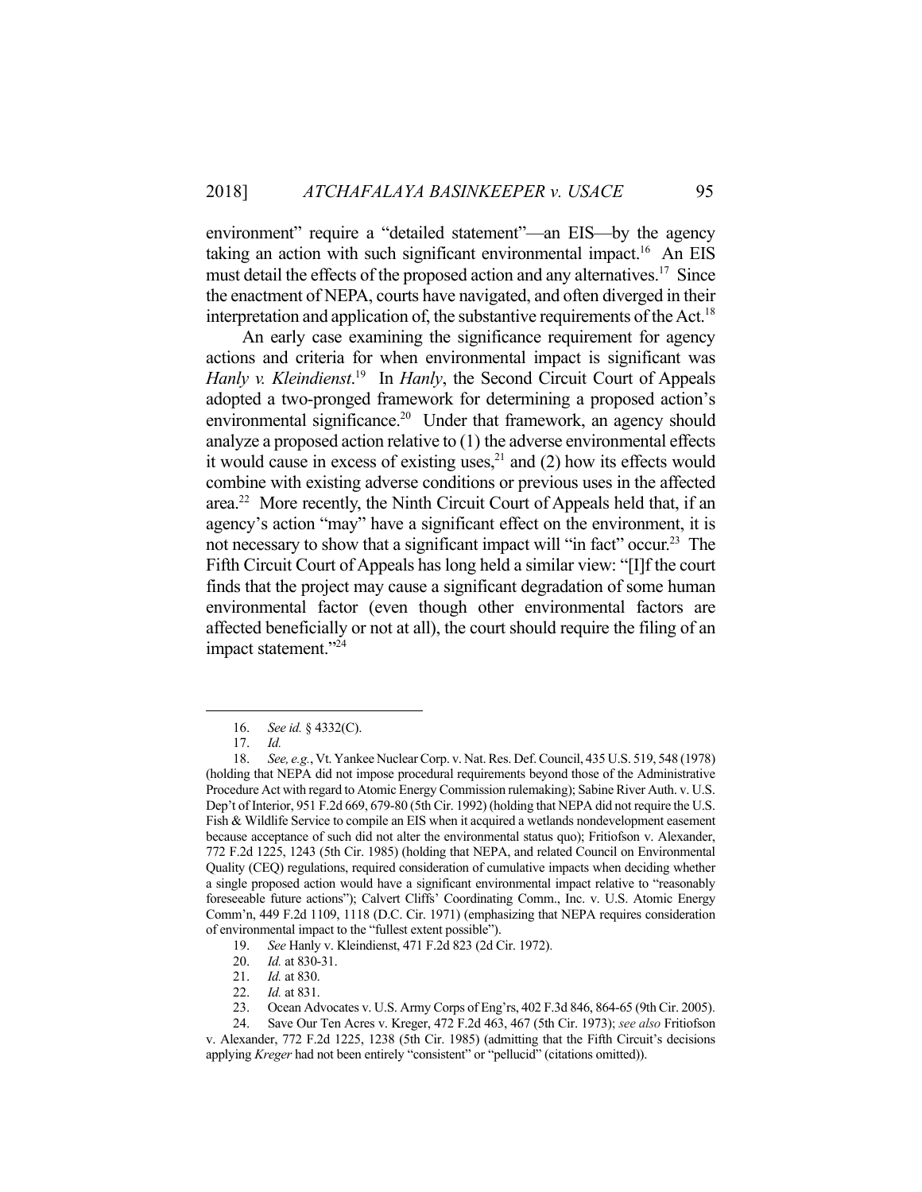environment" require a "detailed statement"—an EIS—by the agency taking an action with such significant environmental impact.[16] An EIS must detail the effects of the proposed action and any alternatives.[17] Since the enactment of NEPA, courts have navigated, and often diverged in their interpretation and application of, the substantive requirements of the Act.[18]

An early case examining the significance requirement for agency actions and criteria for when environmental impact is significant was *Hanly v. Kleindienst*.[19] In *Hanly*, the Second Circuit Court of Appeals adopted a two-pronged framework for determining a proposed action's environmental significance.[20] Under that framework, an agency should analyze a proposed action relative to (1) the adverse environmental effects it would cause in excess of existing uses,[21] and (2) how its effects would combine with existing adverse conditions or previous uses in the affected area.[22] More recently, the Ninth Circuit Court of Appeals held that, if an agency's action "may" have a significant effect on the environment, it is not necessary to show that a significant impact will "in fact" occur.[23] The Fifth Circuit Court of Appeals has long held a similar view: "[I]f the court finds that the project may cause a significant degradation of some human environmental factor (even though other environmental factors are affected beneficially or not at all), the court should require the filing of an impact statement."[24]

---

16. *See id.* § 4332(C).

17. *Id.*

18. *See, e.g.*, Vt. Yankee Nuclear Corp. v. Nat. Res. Def. Council, 435 U.S. 519, 548 (1978) (holding that NEPA did not impose procedural requirements beyond those of the Administrative Procedure Act with regard to Atomic Energy Commission rulemaking); Sabine River Auth. v. U.S. Dep't of Interior, 951 F.2d 669, 679-80 (5th Cir. 1992) (holding that NEPA did not require the U.S. Fish & Wildlife Service to compile an EIS when it acquired a wetlands nondevelopment easement because acceptance of such did not alter the environmental status quo); Fritiofson v. Alexander, 772 F.2d 1225, 1243 (5th Cir. 1985) (holding that NEPA, and related Council on Environmental Quality (CEQ) regulations, required consideration of cumulative impacts when deciding whether a single proposed action would have a significant environmental impact relative to "reasonably foreseeable future actions"); Calvert Cliffs' Coordinating Comm., Inc. v. U.S. Atomic Energy Comm'n, 449 F.2d 1109, 1118 (D.C. Cir. 1971) (emphasizing that NEPA requires consideration of environmental impact to the "fullest extent possible").

19. *See* Hanly v. Kleindienst, 471 F.2d 823 (2d Cir. 1972).

20. *Id.* at 830-31.

21. *Id.* at 830.

22. *Id.* at 831.

23. Ocean Advocates v. U.S. Army Corps of Eng'rs, 402 F.3d 846, 864-65 (9th Cir. 2005).

24. Save Our Ten Acres v. Kreger, 472 F.2d 463, 467 (5th Cir. 1973); *see also* Fritiofson v. Alexander, 772 F.2d 1225, 1238 (5th Cir. 1985) (admitting that the Fifth Circuit's decisions applying *Kreger* had not been entirely "consistent" or "pellucid" (citations omitted)).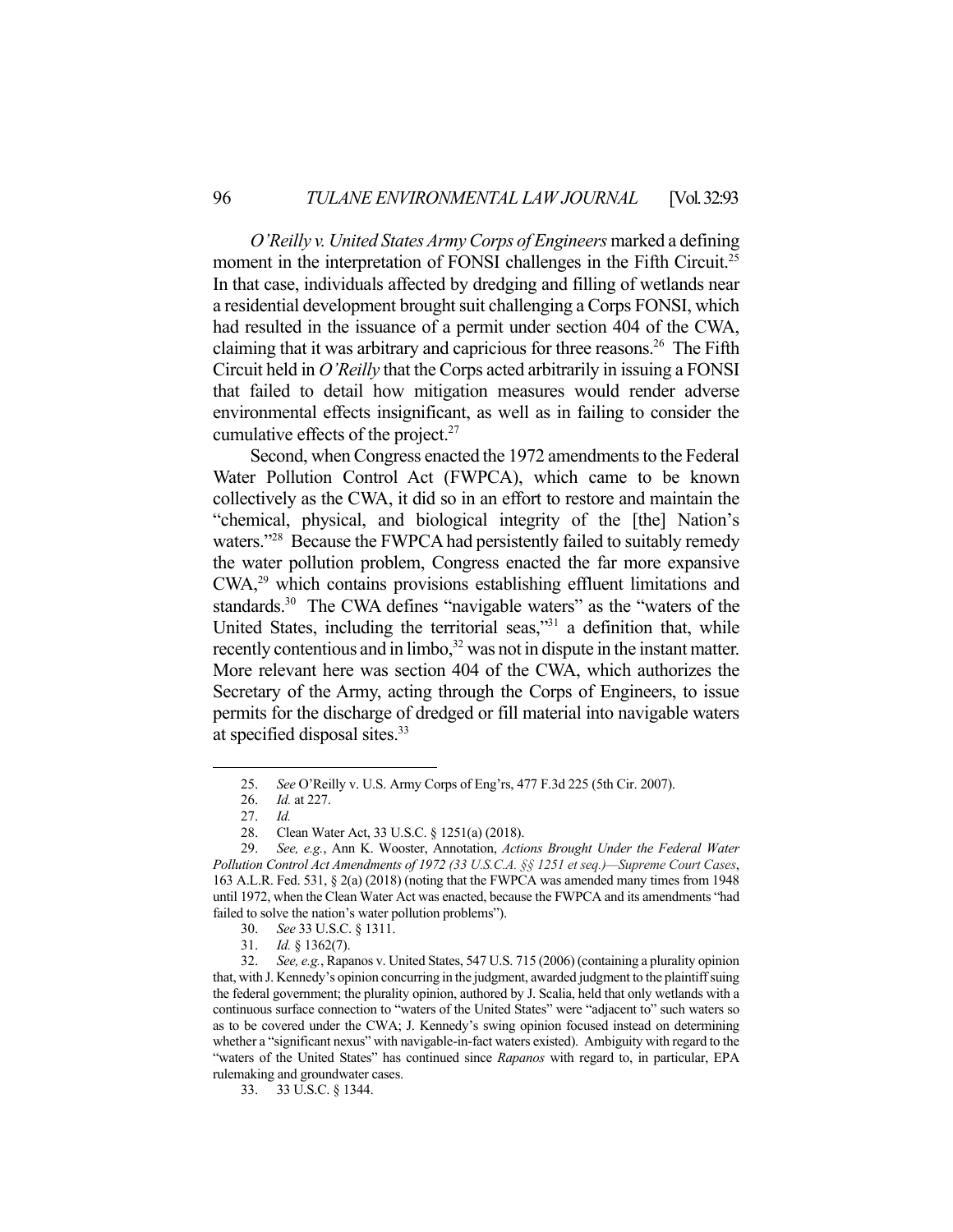*O'Reilly v. United States Army Corps of Engineers* marked a defining moment in the interpretation of FONSI challenges in the Fifth Circuit.[25] In that case, individuals affected by dredging and filling of wetlands near a residential development brought suit challenging a Corps FONSI, which had resulted in the issuance of a permit under section 404 of the CWA, claiming that it was arbitrary and capricious for three reasons.[26] The Fifth Circuit held in *O'Reilly* that the Corps acted arbitrarily in issuing a FONSI that failed to detail how mitigation measures would render adverse environmental effects insignificant, as well as in failing to consider the cumulative effects of the project.[27]

Second, when Congress enacted the 1972 amendments to the Federal Water Pollution Control Act (FWPCA), which came to be known collectively as the CWA, it did so in an effort to restore and maintain the "chemical, physical, and biological integrity of the [the] Nation's waters."[28] Because the FWPCA had persistently failed to suitably remedy the water pollution problem, Congress enacted the far more expansive CWA,[29] which contains provisions establishing effluent limitations and standards.[30] The CWA defines "navigable waters" as the "waters of the United States, including the territorial seas,"[31] a definition that, while recently contentious and in limbo,[32] was not in dispute in the instant matter. More relevant here was section 404 of the CWA, which authorizes the Secretary of the Army, acting through the Corps of Engineers, to issue permits for the discharge of dredged or fill material into navigable waters at specified disposal sites.[33]

---

25. *See* O'Reilly v. U.S. Army Corps of Eng'rs, 477 F.3d 225 (5th Cir. 2007).
26. *Id.* at 227.
27. *Id.*
28. Clean Water Act, 33 U.S.C. § 1251(a) (2018).
29. *See, e.g.*, Ann K. Wooster, Annotation, *Actions Brought Under the Federal Water Pollution Control Act Amendments of 1972 (33 U.S.C.A. §§ 1251 et seq.)—Supreme Court Cases*, 163 A.L.R. Fed. 531, § 2(a) (2018) (noting that the FWPCA was amended many times from 1948 until 1972, when the Clean Water Act was enacted, because the FWPCA and its amendments "had failed to solve the nation's water pollution problems").
30. *See* 33 U.S.C. § 1311.
31. *Id.* § 1362(7).
32. *See, e.g.*, Rapanos v. United States, 547 U.S. 715 (2006) (containing a plurality opinion that, with J. Kennedy's opinion concurring in the judgment, awarded judgment to the plaintiff suing the federal government; the plurality opinion, authored by J. Scalia, held that only wetlands with a continuous surface connection to "waters of the United States" were "adjacent to" such waters so as to be covered under the CWA; J. Kennedy's swing opinion focused instead on determining whether a "significant nexus" with navigable-in-fact waters existed). Ambiguity with regard to the "waters of the United States" has continued since *Rapanos* with regard to, in particular, EPA rulemaking and groundwater cases.
33. 33 U.S.C. § 1344.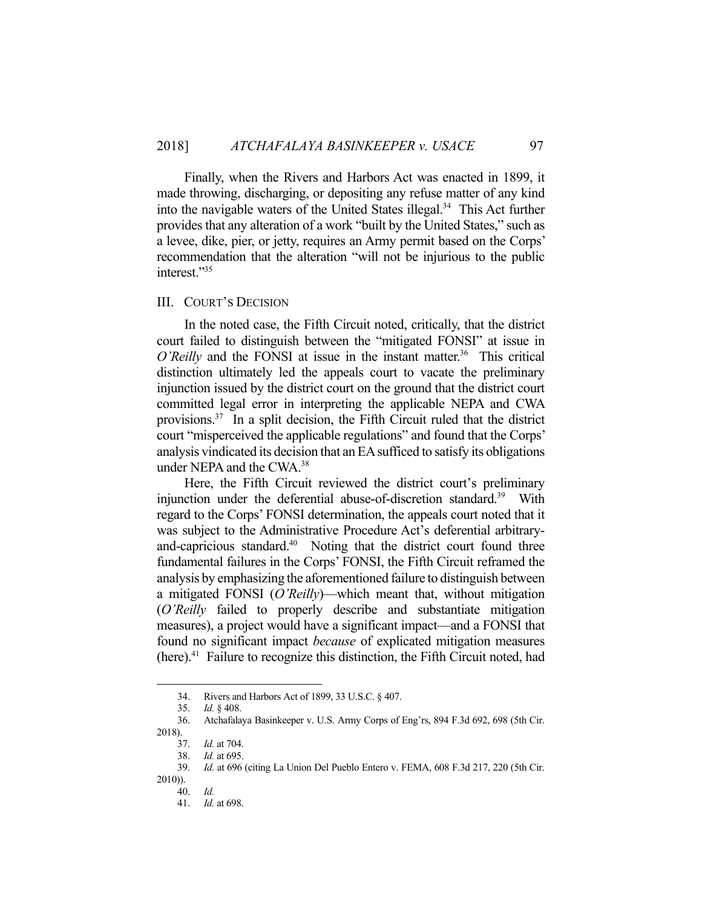Finally, when the Rivers and Harbors Act was enacted in 1899, it made throwing, discharging, or depositing any refuse matter of any kind into the navigable waters of the United States illegal.[34] This Act further provides that any alteration of a work "built by the United States," such as a levee, dike, pier, or jetty, requires an Army permit based on the Corps' recommendation that the alteration "will not be injurious to the public interest."[35]

## III. COURT'S DECISION

In the noted case, the Fifth Circuit noted, critically, that the district court failed to distinguish between the "mitigated FONSI" at issue in *O'Reilly* and the FONSI at issue in the instant matter.[36] This critical distinction ultimately led the appeals court to vacate the preliminary injunction issued by the district court on the ground that the district court committed legal error in interpreting the applicable NEPA and CWA provisions.[37] In a split decision, the Fifth Circuit ruled that the district court "misperceived the applicable regulations" and found that the Corps' analysis vindicated its decision that an EA sufficed to satisfy its obligations under NEPA and the CWA.[38]

Here, the Fifth Circuit reviewed the district court's preliminary injunction under the deferential abuse-of-discretion standard.[39] With regard to the Corps' FONSI determination, the appeals court noted that it was subject to the Administrative Procedure Act's deferential arbitrary-and-capricious standard.[40] Noting that the district court found three fundamental failures in the Corps' FONSI, the Fifth Circuit reframed the analysis by emphasizing the aforementioned failure to distinguish between a mitigated FONSI (*O'Reilly*)—which meant that, without mitigation (*O'Reilly* failed to properly describe and substantiate mitigation measures), a project would have a significant impact—and a FONSI that found no significant impact *because* of explicated mitigation measures (here).[41] Failure to recognize this distinction, the Fifth Circuit noted, had

---

34. Rivers and Harbors Act of 1899, 33 U.S.C. § 407.
35. *Id.* § 408.
36. Atchafalaya Basinkeeper v. U.S. Army Corps of Eng'rs, 894 F.3d 692, 698 (5th Cir. 2018).
37. *Id.* at 704.
38. *Id.* at 695.
39. *Id.* at 696 (citing La Union Del Pueblo Entero v. FEMA, 608 F.3d 217, 220 (5th Cir. 2010)).
40. *Id.*
41. *Id.* at 698.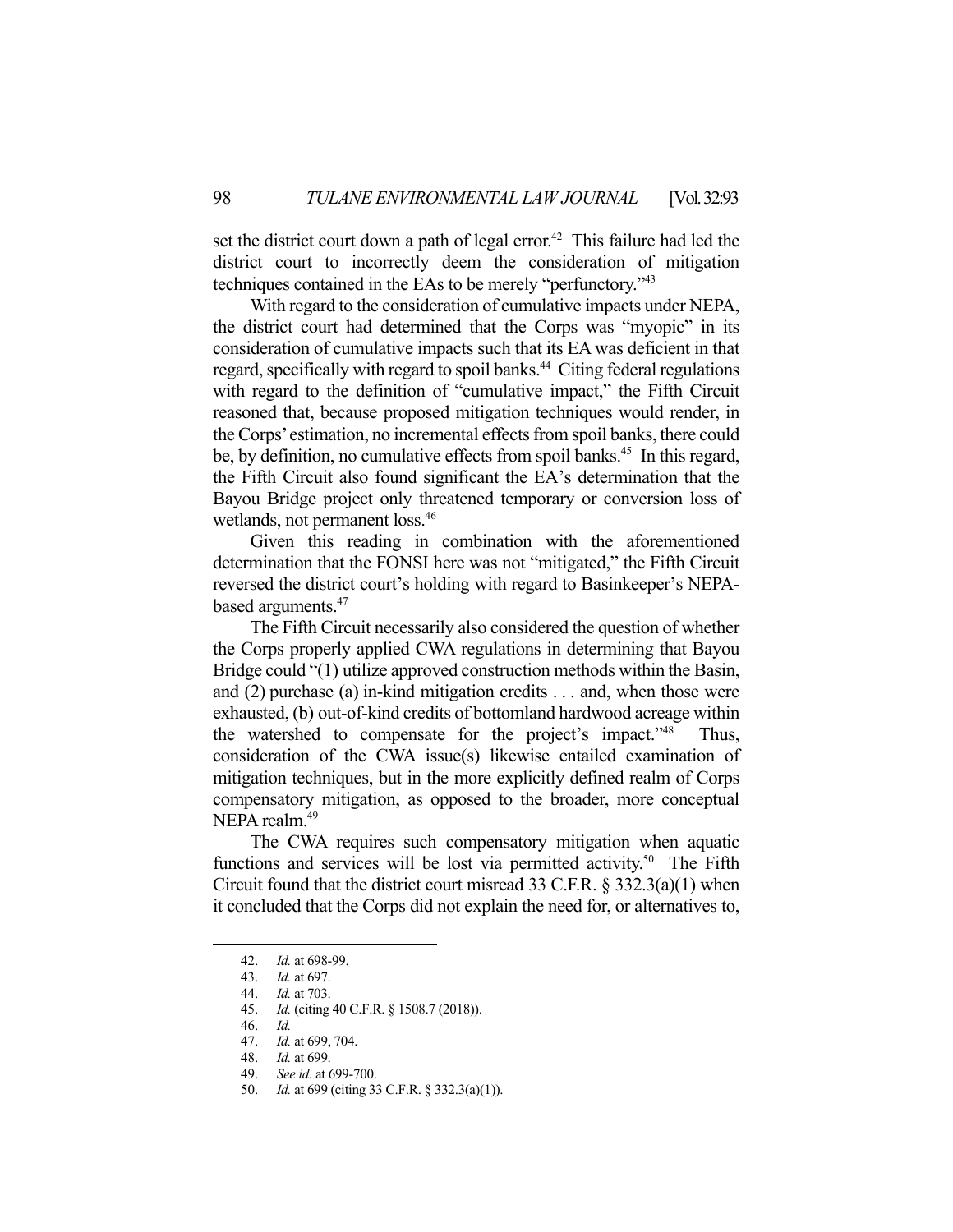set the district court down a path of legal error.[42] This failure had led the district court to incorrectly deem the consideration of mitigation techniques contained in the EAs to be merely "perfunctory."[43]

With regard to the consideration of cumulative impacts under NEPA, the district court had determined that the Corps was "myopic" in its consideration of cumulative impacts such that its EA was deficient in that regard, specifically with regard to spoil banks.[44] Citing federal regulations with regard to the definition of "cumulative impact," the Fifth Circuit reasoned that, because proposed mitigation techniques would render, in the Corps' estimation, no incremental effects from spoil banks, there could be, by definition, no cumulative effects from spoil banks.[45] In this regard, the Fifth Circuit also found significant the EA's determination that the Bayou Bridge project only threatened temporary or conversion loss of wetlands, not permanent loss.[46]

Given this reading in combination with the aforementioned determination that the FONSI here was not "mitigated," the Fifth Circuit reversed the district court's holding with regard to Basinkeeper's NEPA-based arguments.[47]

The Fifth Circuit necessarily also considered the question of whether the Corps properly applied CWA regulations in determining that Bayou Bridge could "(1) utilize approved construction methods within the Basin, and (2) purchase (a) in-kind mitigation credits . . . and, when those were exhausted, (b) out-of-kind credits of bottomland hardwood acreage within the watershed to compensate for the project's impact."[48] Thus, consideration of the CWA issue(s) likewise entailed examination of mitigation techniques, but in the more explicitly defined realm of Corps compensatory mitigation, as opposed to the broader, more conceptual NEPA realm.[49]

The CWA requires such compensatory mitigation when aquatic functions and services will be lost via permitted activity.[50] The Fifth Circuit found that the district court misread 33 C.F.R. § 332.3(a)(1) when it concluded that the Corps did not explain the need for, or alternatives to,

---

42. *Id.* at 698-99.
43. *Id.* at 697.
44. *Id.* at 703.
45. *Id.* (citing 40 C.F.R. § 1508.7 (2018)).
46. *Id.*
47. *Id.* at 699, 704.
48. *Id.* at 699.
49. *See id.* at 699-700.
50. *Id.* at 699 (citing 33 C.F.R. § 332.3(a)(1)).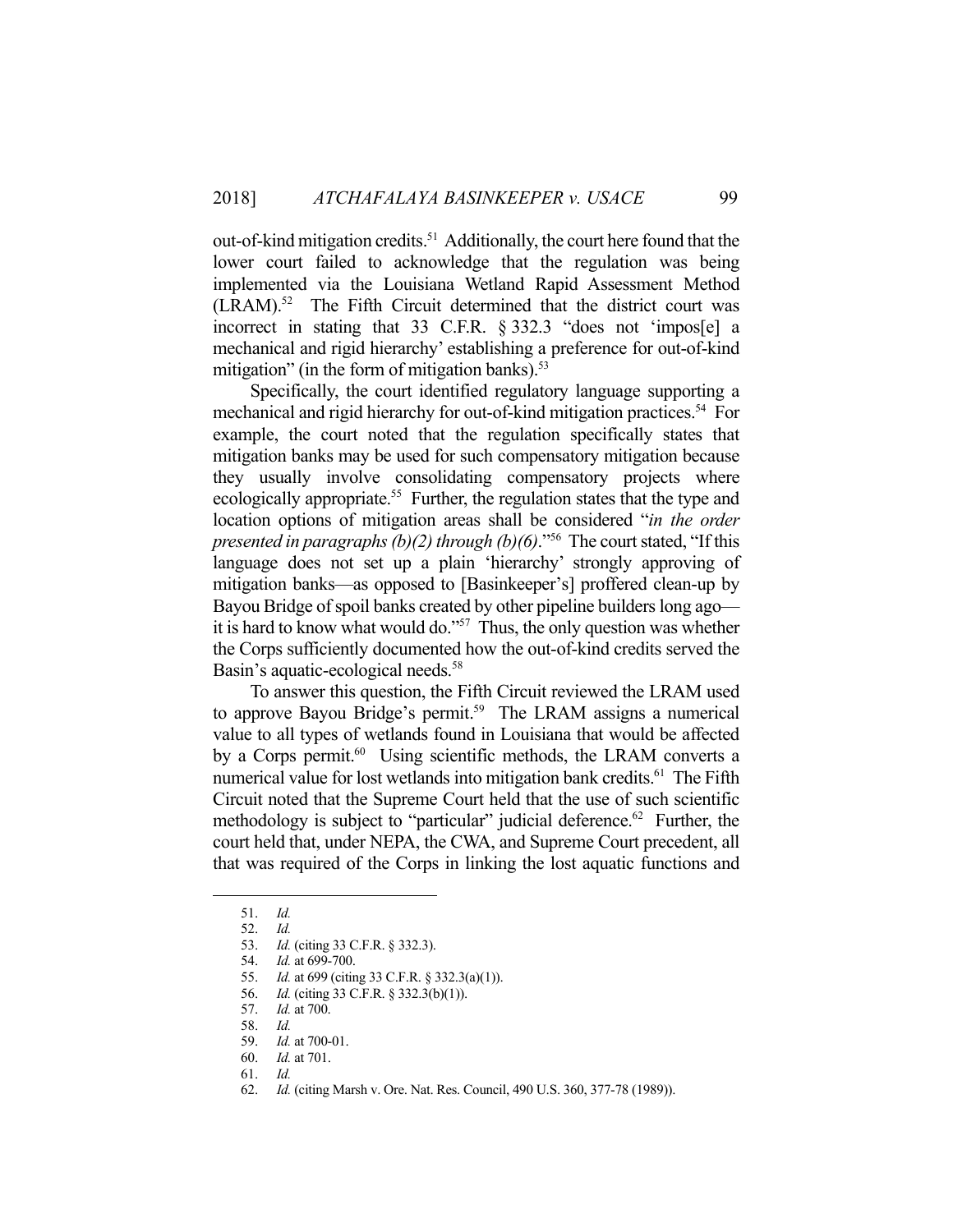out-of-kind mitigation credits.[51] Additionally, the court here found that the lower court failed to acknowledge that the regulation was being implemented via the Louisiana Wetland Rapid Assessment Method (LRAM).[52] The Fifth Circuit determined that the district court was incorrect in stating that 33 C.F.R. § 332.3 "does not 'impos[e] a mechanical and rigid hierarchy' establishing a preference for out-of-kind mitigation" (in the form of mitigation banks).[53]

Specifically, the court identified regulatory language supporting a mechanical and rigid hierarchy for out-of-kind mitigation practices.[54] For example, the court noted that the regulation specifically states that mitigation banks may be used for such compensatory mitigation because they usually involve consolidating compensatory projects where ecologically appropriate.[55] Further, the regulation states that the type and location options of mitigation areas shall be considered "*in the order presented in paragraphs (b)(2) through (b)(6)*."[56] The court stated, "If this language does not set up a plain 'hierarchy' strongly approving of mitigation banks—as opposed to [Basinkeeper's] proffered clean-up by Bayou Bridge of spoil banks created by other pipeline builders long ago—it is hard to know what would do."[57] Thus, the only question was whether the Corps sufficiently documented how the out-of-kind credits served the Basin's aquatic-ecological needs.[58]

To answer this question, the Fifth Circuit reviewed the LRAM used to approve Bayou Bridge's permit.[59] The LRAM assigns a numerical value to all types of wetlands found in Louisiana that would be affected by a Corps permit.[60] Using scientific methods, the LRAM converts a numerical value for lost wetlands into mitigation bank credits.[61] The Fifth Circuit noted that the Supreme Court held that the use of such scientific methodology is subject to "particular" judicial deference.[62] Further, the court held that, under NEPA, the CWA, and Supreme Court precedent, all that was required of the Corps in linking the lost aquatic functions and

---

51. *Id.*
52. *Id.*
53. *Id.* (citing 33 C.F.R. § 332.3).
54. *Id.* at 699-700.
55. *Id.* at 699 (citing 33 C.F.R. § 332.3(a)(1)).
56. *Id.* (citing 33 C.F.R. § 332.3(b)(1)).
57. *Id.* at 700.
58. *Id.*
59. *Id.* at 700-01.
60. *Id.* at 701.
61. *Id.*
62. *Id.* (citing Marsh v. Ore. Nat. Res. Council, 490 U.S. 360, 377-78 (1989)).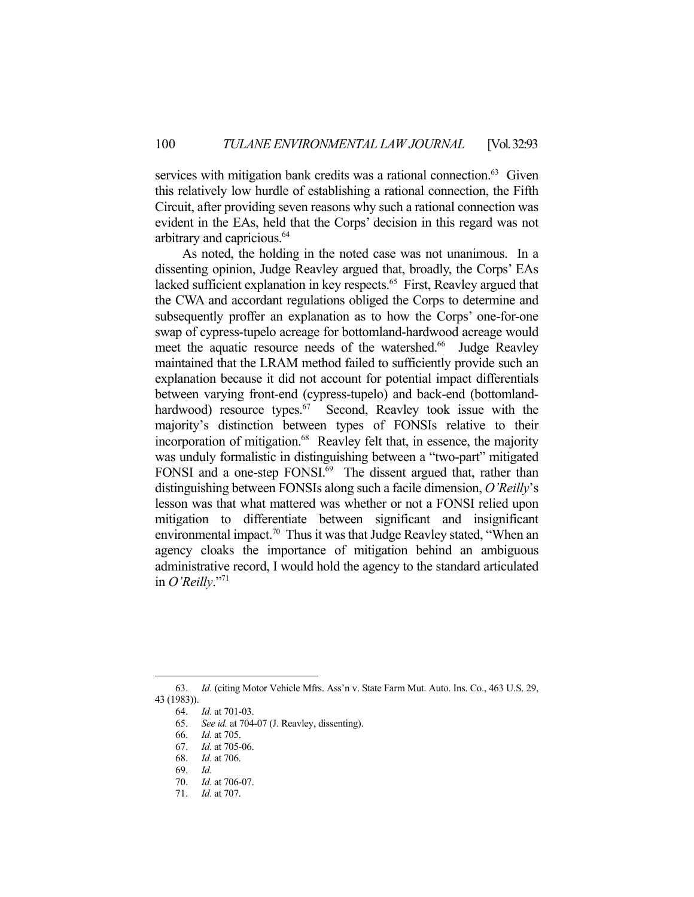services with mitigation bank credits was a rational connection.[63] Given this relatively low hurdle of establishing a rational connection, the Fifth Circuit, after providing seven reasons why such a rational connection was evident in the EAs, held that the Corps' decision in this regard was not arbitrary and capricious.[64]

As noted, the holding in the noted case was not unanimous. In a dissenting opinion, Judge Reavley argued that, broadly, the Corps' EAs lacked sufficient explanation in key respects.[65] First, Reavley argued that the CWA and accordant regulations obliged the Corps to determine and subsequently proffer an explanation as to how the Corps' one-for-one swap of cypress-tupelo acreage for bottomland-hardwood acreage would meet the aquatic resource needs of the watershed.[66] Judge Reavley maintained that the LRAM method failed to sufficiently provide such an explanation because it did not account for potential impact differentials between varying front-end (cypress-tupelo) and back-end (bottomland-hardwood) resource types.[67] Second, Reavley took issue with the majority's distinction between types of FONSIs relative to their incorporation of mitigation.[68] Reavley felt that, in essence, the majority was unduly formalistic in distinguishing between a "two-part" mitigated FONSI and a one-step FONSI.[69] The dissent argued that, rather than distinguishing between FONSIs along such a facile dimension, *O'Reilly*'s lesson was that what mattered was whether or not a FONSI relied upon mitigation to differentiate between significant and insignificant environmental impact.[70] Thus it was that Judge Reavley stated, "When an agency cloaks the importance of mitigation behind an ambiguous administrative record, I would hold the agency to the standard articulated in *O'Reilly*."[71]

---

63. *Id.* (citing Motor Vehicle Mfrs. Ass'n v. State Farm Mut. Auto. Ins. Co., 463 U.S. 29, 43 (1983)).
64. *Id.* at 701-03.
65. *See id.* at 704-07 (J. Reavley, dissenting).
66. *Id.* at 705.
67. *Id.* at 705-06.
68. *Id.* at 706.
69. *Id.*
70. *Id.* at 706-07.
71. *Id.* at 707.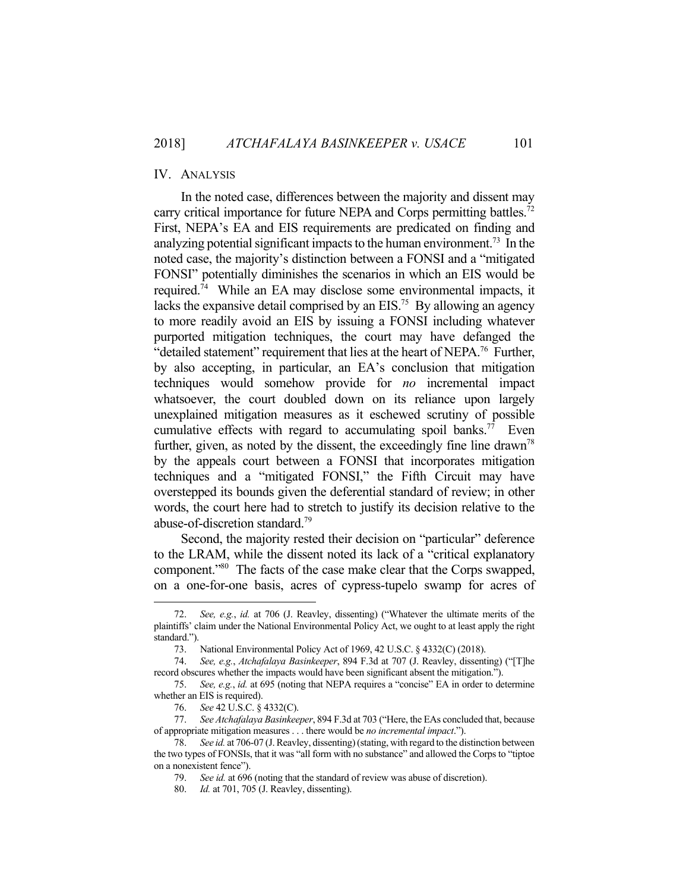## IV. ANALYSIS

In the noted case, differences between the majority and dissent may carry critical importance for future NEPA and Corps permitting battles.[72] First, NEPA's EA and EIS requirements are predicated on finding and analyzing potential significant impacts to the human environment.[73] In the noted case, the majority's distinction between a FONSI and a "mitigated FONSI" potentially diminishes the scenarios in which an EIS would be required.[74] While an EA may disclose some environmental impacts, it lacks the expansive detail comprised by an EIS.[75] By allowing an agency to more readily avoid an EIS by issuing a FONSI including whatever purported mitigation techniques, the court may have defanged the "detailed statement" requirement that lies at the heart of NEPA.[76] Further, by also accepting, in particular, an EA's conclusion that mitigation techniques would somehow provide for *no* incremental impact whatsoever, the court doubled down on its reliance upon largely unexplained mitigation measures as it eschewed scrutiny of possible cumulative effects with regard to accumulating spoil banks.[77] Even further, given, as noted by the dissent, the exceedingly fine line drawn[78] by the appeals court between a FONSI that incorporates mitigation techniques and a "mitigated FONSI," the Fifth Circuit may have overstepped its bounds given the deferential standard of review; in other words, the court here had to stretch to justify its decision relative to the abuse-of-discretion standard.[79]

Second, the majority rested their decision on "particular" deference to the LRAM, while the dissent noted its lack of a "critical explanatory component."[80] The facts of the case make clear that the Corps swapped, on a one-for-one basis, acres of cypress-tupelo swamp for acres of

---

72. *See, e.g.*, *id.* at 706 (J. Reavley, dissenting) ("Whatever the ultimate merits of the plaintiffs' claim under the National Environmental Policy Act, we ought to at least apply the right standard.").

73. National Environmental Policy Act of 1969, 42 U.S.C. § 4332(C) (2018).

74. *See, e.g.*, *Atchafalaya Basinkeeper*, 894 F.3d at 707 (J. Reavley, dissenting) ("[T]he record obscures whether the impacts would have been significant absent the mitigation.").

75. *See, e.g.*, *id.* at 695 (noting that NEPA requires a "concise" EA in order to determine whether an EIS is required).

76. *See* 42 U.S.C. § 4332(C).

77. *See Atchafalaya Basinkeeper*, 894 F.3d at 703 ("Here, the EAs concluded that, because of appropriate mitigation measures . . . there would be *no incremental impact*.").

78. *See id.* at 706-07 (J. Reavley, dissenting) (stating, with regard to the distinction between the two types of FONSIs, that it was "all form with no substance" and allowed the Corps to "tiptoe on a nonexistent fence").

79. *See id.* at 696 (noting that the standard of review was abuse of discretion).

80. *Id.* at 701, 705 (J. Reavley, dissenting).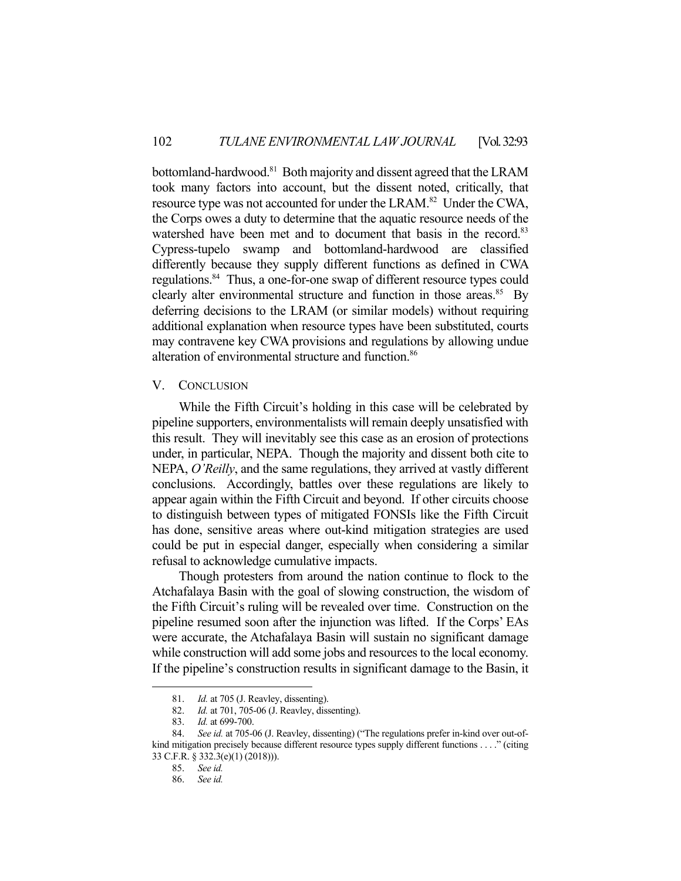bottomland-hardwood.[81] Both majority and dissent agreed that the LRAM took many factors into account, but the dissent noted, critically, that resource type was not accounted for under the LRAM.[82] Under the CWA, the Corps owes a duty to determine that the aquatic resource needs of the watershed have been met and to document that basis in the record.[83] Cypress-tupelo swamp and bottomland-hardwood are classified differently because they supply different functions as defined in CWA regulations.[84] Thus, a one-for-one swap of different resource types could clearly alter environmental structure and function in those areas.[85] By deferring decisions to the LRAM (or similar models) without requiring additional explanation when resource types have been substituted, courts may contravene key CWA provisions and regulations by allowing undue alteration of environmental structure and function.[86]

## V. CONCLUSION

While the Fifth Circuit's holding in this case will be celebrated by pipeline supporters, environmentalists will remain deeply unsatisfied with this result. They will inevitably see this case as an erosion of protections under, in particular, NEPA. Though the majority and dissent both cite to NEPA, *O'Reilly*, and the same regulations, they arrived at vastly different conclusions. Accordingly, battles over these regulations are likely to appear again within the Fifth Circuit and beyond. If other circuits choose to distinguish between types of mitigated FONSIs like the Fifth Circuit has done, sensitive areas where out-kind mitigation strategies are used could be put in especial danger, especially when considering a similar refusal to acknowledge cumulative impacts.

Though protesters from around the nation continue to flock to the Atchafalaya Basin with the goal of slowing construction, the wisdom of the Fifth Circuit's ruling will be revealed over time. Construction on the pipeline resumed soon after the injunction was lifted. If the Corps' EAs were accurate, the Atchafalaya Basin will sustain no significant damage while construction will add some jobs and resources to the local economy. If the pipeline's construction results in significant damage to the Basin, it

---

81. *Id.* at 705 (J. Reavley, dissenting).

82. *Id.* at 701, 705-06 (J. Reavley, dissenting).

83. *Id.* at 699-700.

84. *See id.* at 705-06 (J. Reavley, dissenting) ("The regulations prefer in-kind over out-of-kind mitigation precisely because different resource types supply different functions . . . ." (citing 33 C.F.R. § 332.3(e)(1) (2018))).

85. *See id.*

86. *See id.*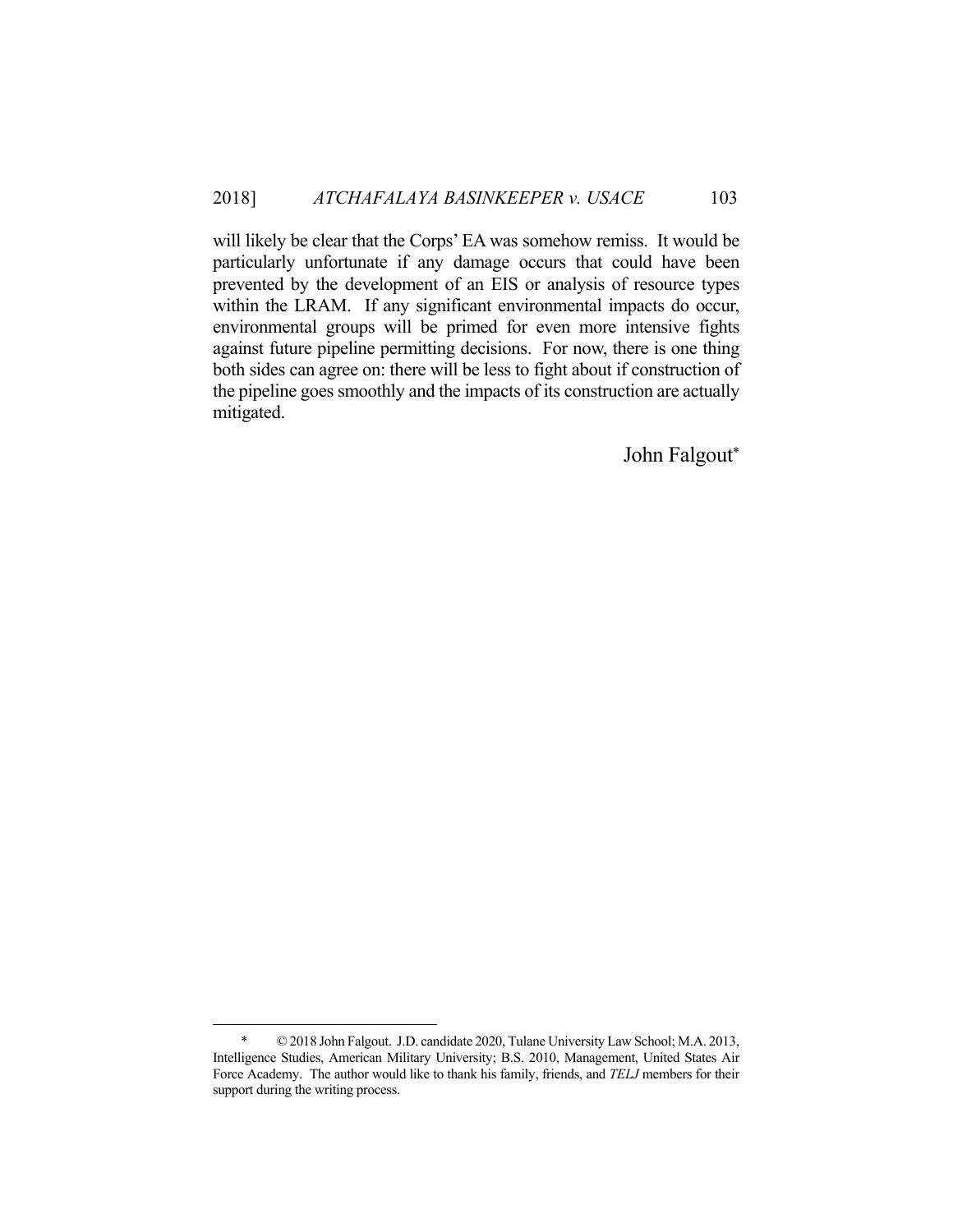will likely be clear that the Corps' EA was somehow remiss. It would be particularly unfortunate if any damage occurs that could have been prevented by the development of an EIS or analysis of resource types within the LRAM. If any significant environmental impacts do occur, environmental groups will be primed for even more intensive fights against future pipeline permitting decisions. For now, there is one thing both sides can agree on: there will be less to fight about if construction of the pipeline goes smoothly and the impacts of its construction are actually mitigated.

John Falgout*

---

\* © 2018 John Falgout. J.D. candidate 2020, Tulane University Law School; M.A. 2013, Intelligence Studies, American Military University; B.S. 2010, Management, United States Air Force Academy. The author would like to thank his family, friends, and *TELJ* members for their support during the writing process.